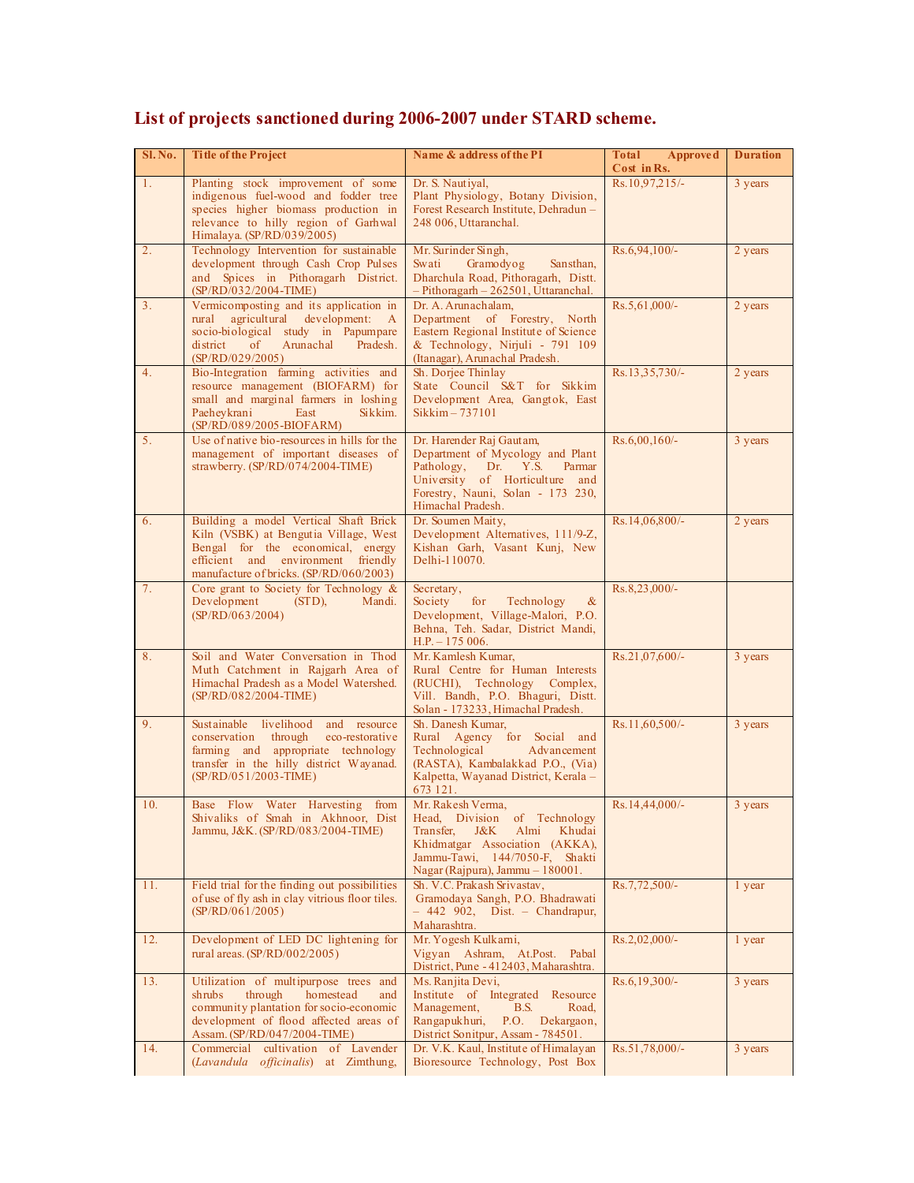## List of projects sanctioned during 2006-2007 under STARD scheme.

| Sl. No. | Title of the Project | Name & address of the PI | Total Approved Cost in Rs. | Duration |
|---|---|---|---|---|
| 1. | Planting stock improvement of some indigenous fuel-wood and fodder tree species higher biomass production in relevance to hilly region of Garhwal Himalaya. (SP/RD/039/2005) | Dr. S. Nautiyal, Plant Physiology, Botany Division, Forest Research Institute, Dehradun – 248 006, Uttaranchal. | Rs.10,97,215/- | 3 years |
| 2. | Technology Intervention for sustainable development through Cash Crop Pulses and Spices in Pithoragarh District. (SP/RD/032/2004-TIME) | Mr. Surinder Singh, Swati Gramodyog Sansthan, Dharchula Road, Pithoragarh, Distt. – Pithoragarh – 262501, Uttaranchal. | Rs.6,94,100/- | 2 years |
| 3. | Vermicomposting and its application in rural agricultural development: A socio-biological study in Papumpare district of Arunachal Pradesh. (SP/RD/029/2005) | Dr. A. Arunachalam, Department of Forestry, North Eastern Regional Institute of Science & Technology, Nirjuli - 791 109 (Itanagar), Arunachal Pradesh. | Rs.5,61,000/- | 2 years |
| 4. | Bio-Integration farming activities and resource management (BIOFARM) for small and marginal farmers in loshing Paeheykrani East Sikkim. (SP/RD/089/2005-BIOFARM) | Sh. Dorjee Thinlay State Council S&T for Sikkim Development Area, Gangtok, East Sikkim – 737101 | Rs.13,35,730/- | 2 years |
| 5. | Use of native bio-resources in hills for the management of important diseases of strawberry. (SP/RD/074/2004-TIME) | Dr. Harender Raj Gautam, Department of Mycology and Plant Pathology, Dr. Y.S. Parmar University of Horticulture and Forestry, Nauni, Solan - 173 230, Himachal Pradesh. | Rs.6,00,160/- | 3 years |
| 6. | Building a model Vertical Shaft Brick Kiln (VSBK) at Bengutia Village, West Bengal for the economical, energy efficient and environment friendly manufacture of bricks. (SP/RD/060/2003) | Dr. Soumen Maity, Development Alternatives, 111/9-Z, Kishan Garh, Vasant Kunj, New Delhi-110070. | Rs.14,06,800/- | 2 years |
| 7. | Core grant to Society for Technology & Development (STD), Mandi. (SP/RD/063/2004) | Secretary, Society for Technology & Development, Village-Malori, P.O. Behna, Teh. Sadar, District Mandi, H.P. – 175 006. | Rs.8,23,000/- | |
| 8. | Soil and Water Conversation in Thod Muth Catchment in Rajgarh Area of Himachal Pradesh as a Model Watershed. (SP/RD/082/2004-TIME) | Mr. Kamlesh Kumar, Rural Centre for Human Interests (RUCHI), Technology Complex, Vill. Bandh, P.O. Bhaguri, Distt. Solan - 173233, Himachal Pradesh. | Rs.21,07,600/- | 3 years |
| 9. | Sustainable livelihood and resource conservation through eco-restorative farming and appropriate technology transfer in the hilly district Wayanad. (SP/RD/051/2003-TIME) | Sh. Danesh Kumar, Rural Agency for Social and Technological Advancement (RASTA), Kambalakkad P.O., (Via) Kalpetta, Wayanad District, Kerala – 673 121. | Rs.11,60,500/- | 3 years |
| 10. | Base Flow Water Harvesting from Shivaliks of Smah in Akhnoor, Dist Jammu, J&K. (SP/RD/083/2004-TIME) | Mr. Rakesh Verma, Head, Division of Technology Transfer, J&K Almi Khudai Khidmatgar Association (AKKA), Jammu-Tawi, 144/7050-F, Shakti Nagar (Rajpura), Jammu – 180001. | Rs.14,44,000/- | 3 years |
| 11. | Field trial for the finding out possibilities of use of fly ash in clay vitrious floor tiles. (SP/RD/061/2005) | Sh. V.C. Prakash Srivastav, Gramodaya Sangh, P.O. Bhadrawati – 442 902, Dist. – Chandrapur, Maharashtra. | Rs.7,72,500/- | 1 year |
| 12. | Development of LED DC lightening for rural areas. (SP/RD/002/2005) | Mr. Yogesh Kulkarni, Vigyan Ashram, At.Post. Pabal District, Pune - 412403, Maharashtra. | Rs.2,02,000/- | 1 year |
| 13. | Utilization of multipurpose trees and shrubs through homestead and community plantation for socio-economic development of flood affected areas of Assam. (SP/RD/047/2004-TIME) | Ms. Ranjita Devi, Institute of Integrated Resource Management, B.S. Road, Rangapukhuri, P.O. Dekargaon, District Sonitpur, Assam - 784501. | Rs.6,19,300/- | 3 years |
| 14. | Commercial cultivation of Lavender (*Lavandula officinalis*) at Zimthung, | Dr. V.K. Kaul, Institute of Himalayan Bioresource Technology, Post Box | Rs.51,78,000/- | 3 years |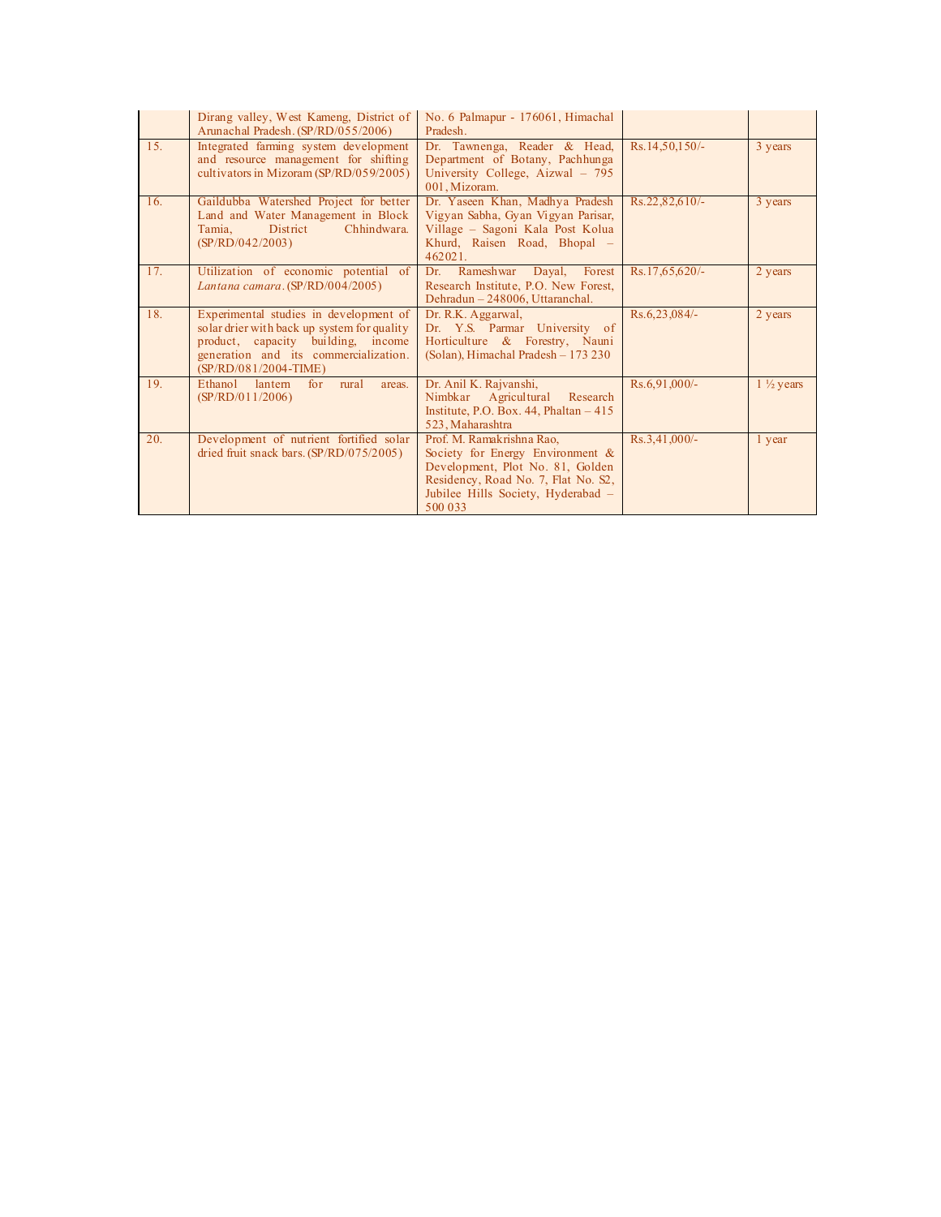| | | | | |
|---|---|---|---|---|
| | Dirang valley, West Kameng, District of Arunachal Pradesh. (SP/RD/055/2006) | No. 6 Palmapur - 176061, Himachal Pradesh. | | |
| 15. | Integrated farming system development and resource management for shifting cultivators in Mizoram (SP/RD/059/2005) | Dr. Tawnenga, Reader & Head, Department of Botany, Pachhunga University College, Aizwal – 795 001, Mizoram. | Rs.14,50,150/- | 3 years |
| 16. | Gaildubba Watershed Project for better Land and Water Management in Block Tamia, District Chhindwara. (SP/RD/042/2003) | Dr. Yaseen Khan, Madhya Pradesh Vigyan Sabha, Gyan Vigyan Parisar, Village – Sagoni Kala Post Kolua Khurd, Raisen Road, Bhopal – 462021. | Rs.22,82,610/- | 3 years |
| 17. | Utilization of economic potential of *Lantana camara*. (SP/RD/004/2005) | Dr. Rameshwar Dayal, Forest Research Institute, P.O. New Forest, Dehradun – 248006, Uttaranchal. | Rs.17,65,620/- | 2 years |
| 18. | Experimental studies in development of solar drier with back up system for quality product, capacity building, income generation and its commercialization. (SP/RD/081/2004-TIME) | Dr. R.K. Aggarwal, Dr. Y.S. Parmar University of Horticulture & Forestry, Nauni (Solan), Himachal Pradesh – 173 230 | Rs.6,23,084/- | 2 years |
| 19. | Ethanol lantern for rural areas. (SP/RD/011/2006) | Dr. Anil K. Rajvanshi, Nimbkar Agricultural Research Institute, P.O. Box. 44, Phaltan – 415 523, Maharashtra | Rs.6,91,000/- | 1 ½ years |
| 20. | Development of nutrient fortified solar dried fruit snack bars. (SP/RD/075/2005) | Prof. M. Ramakrishna Rao, Society for Energy Environment & Development, Plot No. 81, Golden Residency, Road No. 7, Flat No. S2, Jubilee Hills Society, Hyderabad – 500 033 | Rs.3,41,000/- | 1 year |